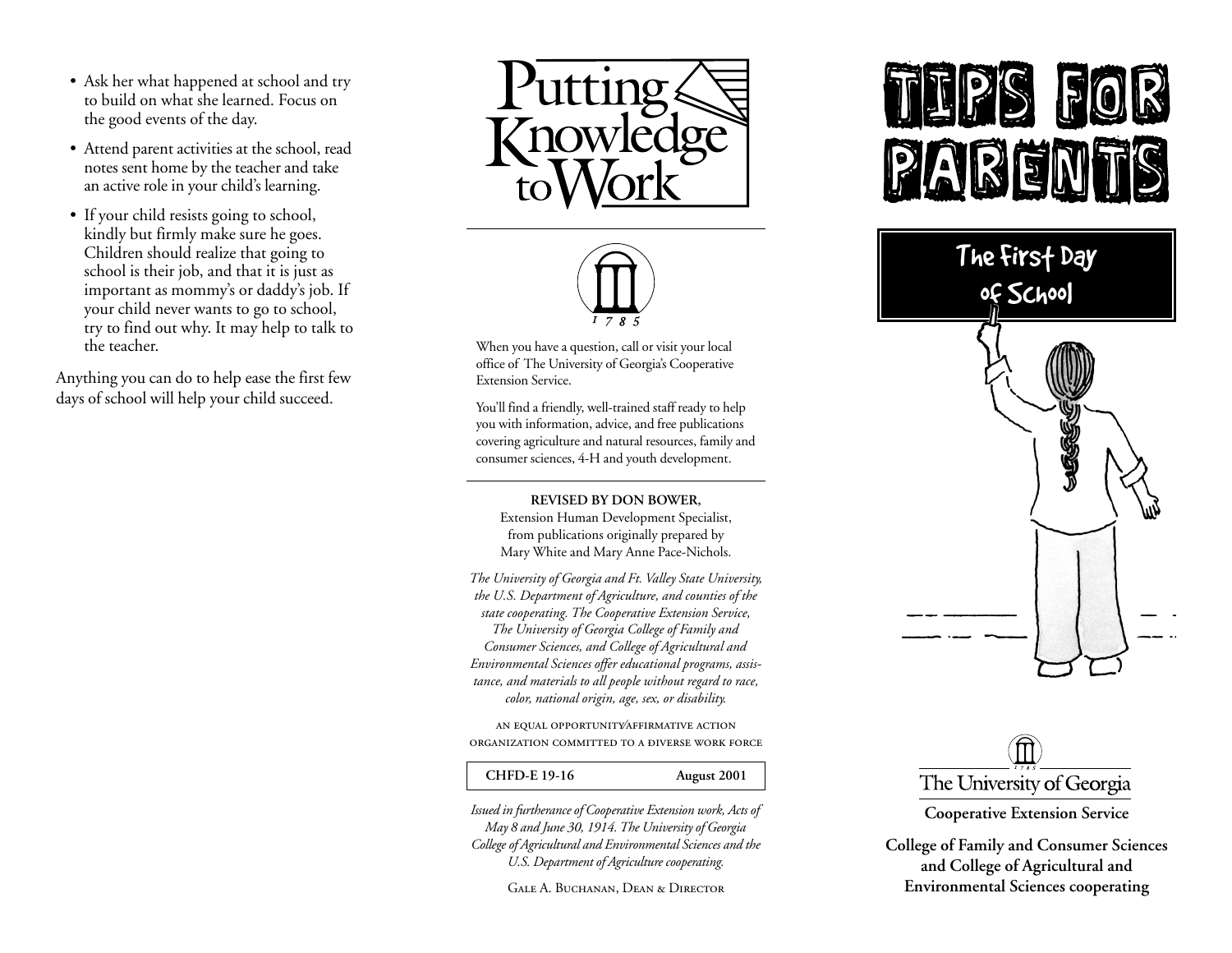- Ask her what happened at school and try to build on what she learned. Focus on the good events of the day.
- Attend parent activities at the school, read notes sent home by the teacher and take an active role in your child's learning.
- If your child resists going to school, kindly but firmly make sure he goes. Children should realize that going to school is their job, and that it is just as important as mommy's or daddy's job. If your child never wants to go to school, try to find out why. It may help to talk to the teacher.

Anything you can do to help ease the first few days of school will help your child succeed.

Putting Knowledge to Work

1785

When you have a question, call or visit your local office of The University of Georgia's Cooperative Extension Service.

You'll find a friendly, well-trained staff ready to help you with information, advice, and free publications covering agriculture and natural resources, family and consumer sciences, 4-H and youth development.

**REVISED BY DON BOWER,**
Extension Human Development Specialist,
from publications originally prepared by
Mary White and Mary Anne Pace-Nichols.

*The University of Georgia and Ft. Valley State University, the U.S. Department of Agriculture, and counties of the state cooperating. The Cooperative Extension Service, The University of Georgia College of Family and Consumer Sciences, and College of Agricultural and Environmental Sciences offer educational programs, assistance, and materials to all people without regard to race, color, national origin, age, sex, or disability.*

AN EQUAL OPPORTUNITY/AFFIRMATIVE ACTION ORGANIZATION COMMITTED TO A DIVERSE WORK FORCE

**CHFD-E 19-16** **August 2001**

*Issued in furtherance of Cooperative Extension work, Acts of May 8 and June 30, 1914. The University of Georgia College of Agricultural and Environmental Sciences and the U.S. Department of Agriculture cooperating.*

GALE A. BUCHANAN, DEAN & DIRECTOR

# TIPS FOR PARENTS

## The First Day of School

The University of Georgia

**Cooperative Extension Service**

**College of Family and Consumer Sciences and College of Agricultural and Environmental Sciences cooperating**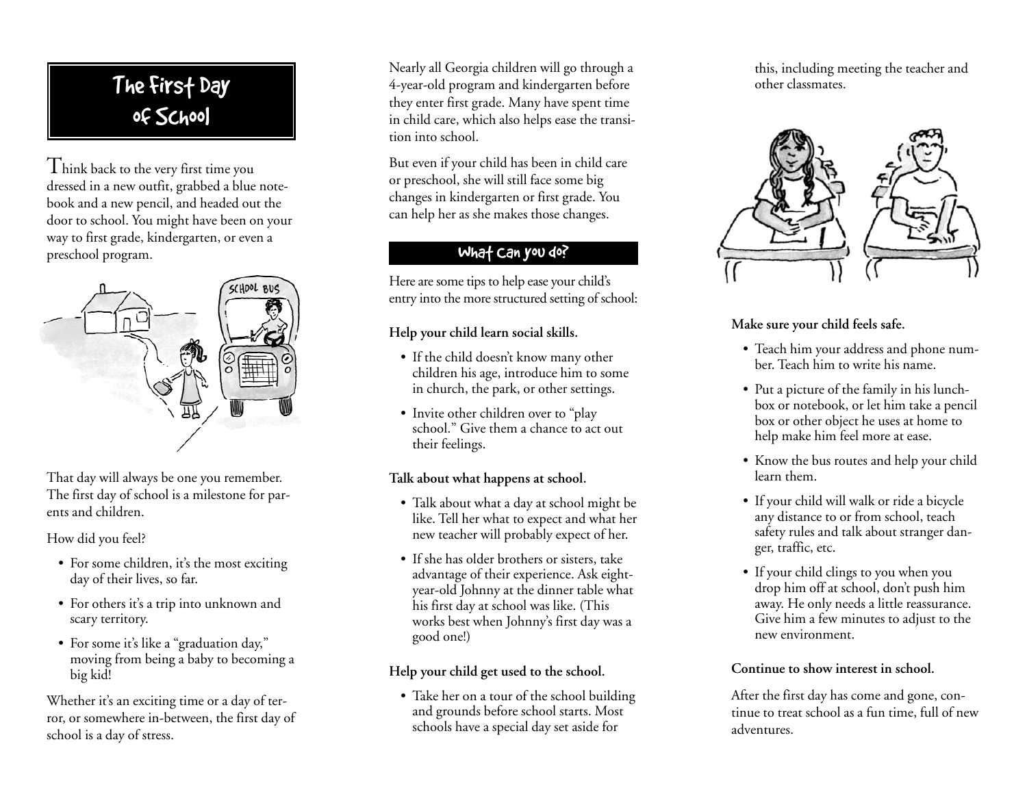# The First Day of School

Think back to the very first time you dressed in a new outfit, grabbed a blue notebook and a new pencil, and headed out the door to school. You might have been on your way to first grade, kindergarten, or even a preschool program.

SCHOOL BUS

That day will always be one you remember. The first day of school is a milestone for parents and children.

How did you feel?

- For some children, it's the most exciting day of their lives, so far.
- For others it's a trip into unknown and scary territory.
- For some it's like a "graduation day," moving from being a baby to becoming a big kid!

Whether it's an exciting time or a day of terror, or somewhere in-between, the first day of school is a day of stress.

Nearly all Georgia children will go through a 4-year-old program and kindergarten before they enter first grade. Many have spent time in child care, which also helps ease the transition into school.

But even if your child has been in child care or preschool, she will still face some big changes in kindergarten or first grade. You can help her as she makes those changes.

## What can you do?

Here are some tips to help ease your child's entry into the more structured setting of school:

**Help your child learn social skills.**

- If the child doesn't know many other children his age, introduce him to some in church, the park, or other settings.
- Invite other children over to "play school." Give them a chance to act out their feelings.

**Talk about what happens at school.**

- Talk about what a day at school might be like. Tell her what to expect and what her new teacher will probably expect of her.
- If she has older brothers or sisters, take advantage of their experience. Ask eight-year-old Johnny at the dinner table what his first day at school was like. (This works best when Johnny's first day was a good one!)

**Help your child get used to the school.**

- Take her on a tour of the school building and grounds before school starts. Most schools have a special day set aside for this, including meeting the teacher and other classmates.

**Make sure your child feels safe.**

- Teach him your address and phone number. Teach him to write his name.
- Put a picture of the family in his lunchbox or notebook, or let him take a pencil box or other object he uses at home to help make him feel more at ease.
- Know the bus routes and help your child learn them.
- If your child will walk or ride a bicycle any distance to or from school, teach safety rules and talk about stranger danger, traffic, etc.
- If your child clings to you when you drop him off at school, don't push him away. He only needs a little reassurance. Give him a few minutes to adjust to the new environment.

**Continue to show interest in school.**

After the first day has come and gone, continue to treat school as a fun time, full of new adventures.